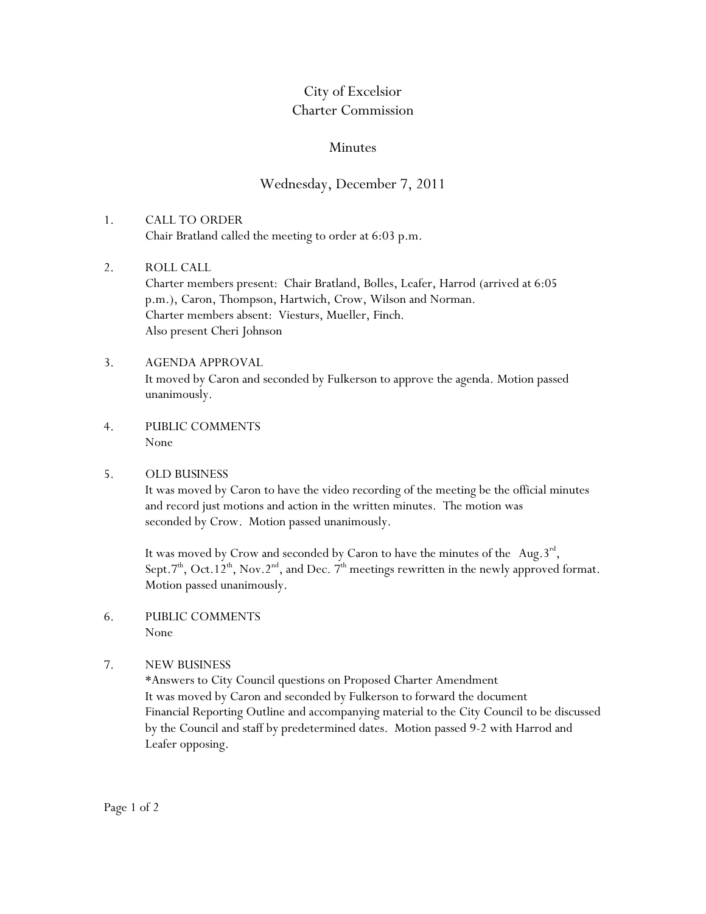# City of Excelsior
# Charter Commission

## Minutes

## Wednesday, December 7, 2011

1. CALL TO ORDER
   Chair Bratland called the meeting to order at 6:03 p.m.

2. ROLL CALL
   Charter members present: Chair Bratland, Bolles, Leafer, Harrod (arrived at 6:05 p.m.), Caron, Thompson, Hartwich, Crow, Wilson and Norman.
   Charter members absent: Viesturs, Mueller, Finch.
   Also present Cheri Johnson

3. AGENDA APPROVAL
   It moved by Caron and seconded by Fulkerson to approve the agenda. Motion passed unanimously.

4. PUBLIC COMMENTS
   None

5. OLD BUSINESS
   It was moved by Caron to have the video recording of the meeting be the official minutes and record just motions and action in the written minutes. The motion was seconded by Crow. Motion passed unanimously.

   It was moved by Crow and seconded by Caron to have the minutes of the Aug.3rd, Sept.7th, Oct.12th, Nov.2nd, and Dec. 7th meetings rewritten in the newly approved format. Motion passed unanimously.

6. PUBLIC COMMENTS
   None

7. NEW BUSINESS
   *Answers to City Council questions on Proposed Charter Amendment
   It was moved by Caron and seconded by Fulkerson to forward the document Financial Reporting Outline and accompanying material to the City Council to be discussed by the Council and staff by predetermined dates. Motion passed 9-2 with Harrod and Leafer opposing.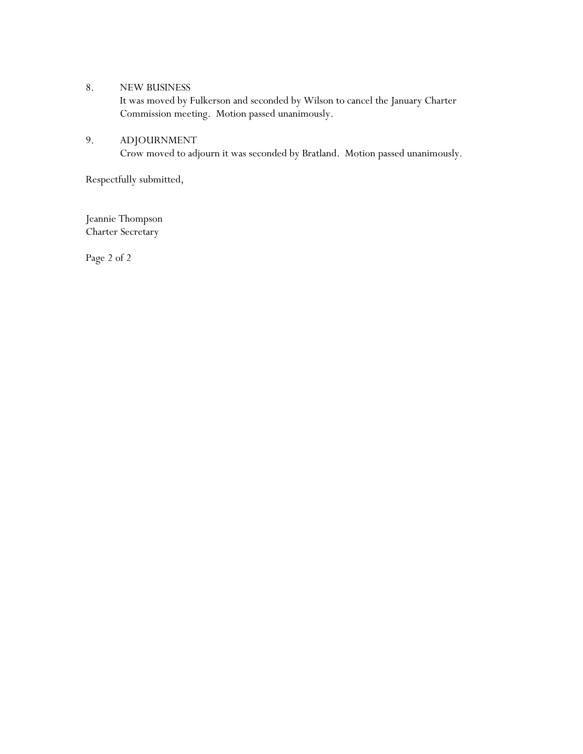8. NEW BUSINESS

   It was moved by Fulkerson and seconded by Wilson to cancel the January Charter Commission meeting. Motion passed unanimously.

9. ADJOURNMENT

   Crow moved to adjourn it was seconded by Bratland. Motion passed unanimously.

Respectfully submitted,

Jeannie Thompson
Charter Secretary